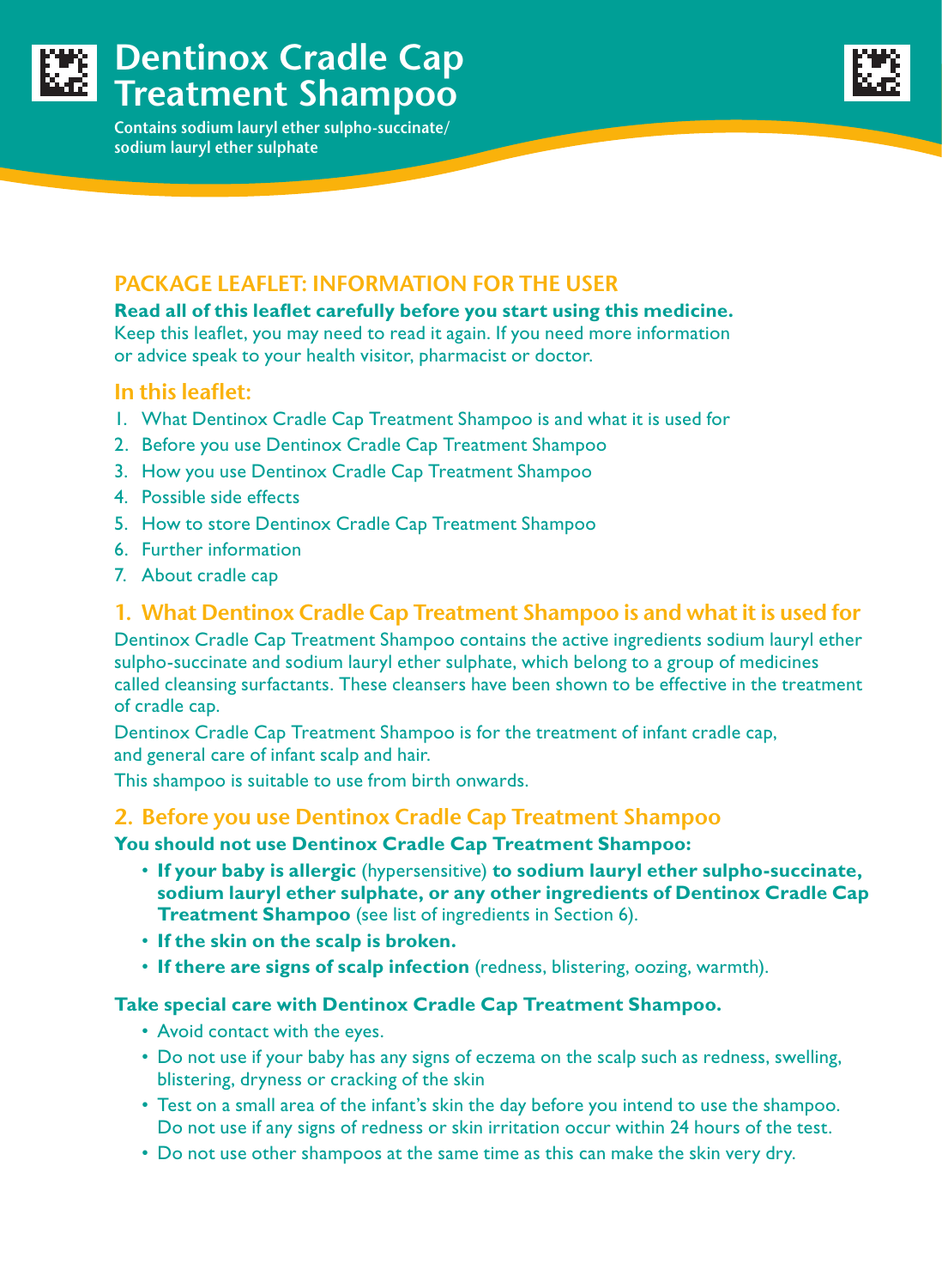# Dentinox Cradle Cap Treatment Shampoo

Contains sodium lauryl ether sulpho-succinate/ sodium lauryl ether sulphate

## PACKAGE LEAFLET: INFORMATION FOR THE USER

**Read all of this leaflet carefully before you start using this medicine.**
Keep this leaflet, you may need to read it again. If you need more information or advice speak to your health visitor, pharmacist or doctor.

### In this leaflet:

1. What Dentinox Cradle Cap Treatment Shampoo is and what it is used for
2. Before you use Dentinox Cradle Cap Treatment Shampoo
3. How you use Dentinox Cradle Cap Treatment Shampoo
4. Possible side effects
5. How to store Dentinox Cradle Cap Treatment Shampoo
6. Further information
7. About cradle cap

### 1. What Dentinox Cradle Cap Treatment Shampoo is and what it is used for

Dentinox Cradle Cap Treatment Shampoo contains the active ingredients sodium lauryl ether sulpho-succinate and sodium lauryl ether sulphate, which belong to a group of medicines called cleansing surfactants. These cleansers have been shown to be effective in the treatment of cradle cap.

Dentinox Cradle Cap Treatment Shampoo is for the treatment of infant cradle cap, and general care of infant scalp and hair.

This shampoo is suitable to use from birth onwards.

### 2. Before you use Dentinox Cradle Cap Treatment Shampoo

**You should not use Dentinox Cradle Cap Treatment Shampoo:**

- **If your baby is allergic** (hypersensitive) **to sodium lauryl ether sulpho-succinate, sodium lauryl ether sulphate, or any other ingredients of Dentinox Cradle Cap Treatment Shampoo** (see list of ingredients in Section 6).
- **If the skin on the scalp is broken.**
- **If there are signs of scalp infection** (redness, blistering, oozing, warmth).

**Take special care with Dentinox Cradle Cap Treatment Shampoo.**

- Avoid contact with the eyes.
- Do not use if your baby has any signs of eczema on the scalp such as redness, swelling, blistering, dryness or cracking of the skin
- Test on a small area of the infant's skin the day before you intend to use the shampoo. Do not use if any signs of redness or skin irritation occur within 24 hours of the test.
- Do not use other shampoos at the same time as this can make the skin very dry.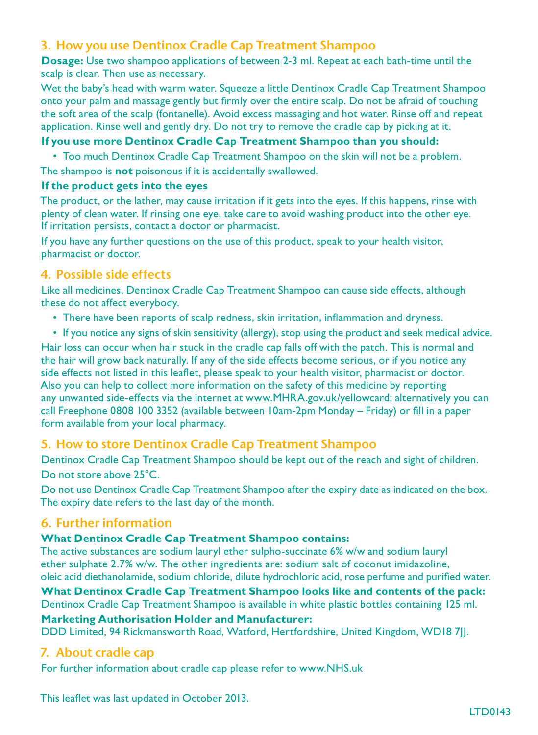## 3. How you use Dentinox Cradle Cap Treatment Shampoo

**Dosage:** Use two shampoo applications of between 2-3 ml. Repeat at each bath-time until the scalp is clear. Then use as necessary.

Wet the baby's head with warm water. Squeeze a little Dentinox Cradle Cap Treatment Shampoo onto your palm and massage gently but firmly over the entire scalp. Do not be afraid of touching the soft area of the scalp (fontanelle). Avoid excess massaging and hot water. Rinse off and repeat application. Rinse well and gently dry. Do not try to remove the cradle cap by picking at it.

**If you use more Dentinox Cradle Cap Treatment Shampoo than you should:**

- Too much Dentinox Cradle Cap Treatment Shampoo on the skin will not be a problem.

The shampoo is **not** poisonous if it is accidentally swallowed.

**If the product gets into the eyes**

The product, or the lather, may cause irritation if it gets into the eyes. If this happens, rinse with plenty of clean water. If rinsing one eye, take care to avoid washing product into the other eye. If irritation persists, contact a doctor or pharmacist.

If you have any further questions on the use of this product, speak to your health visitor, pharmacist or doctor.

## 4. Possible side effects

Like all medicines, Dentinox Cradle Cap Treatment Shampoo can cause side effects, although these do not affect everybody.

- There have been reports of scalp redness, skin irritation, inflammation and dryness.
- If you notice any signs of skin sensitivity (allergy), stop using the product and seek medical advice.

Hair loss can occur when hair stuck in the cradle cap falls off with the patch. This is normal and the hair will grow back naturally. If any of the side effects become serious, or if you notice any side effects not listed in this leaflet, please speak to your health visitor, pharmacist or doctor. Also you can help to collect more information on the safety of this medicine by reporting any unwanted side-effects via the internet at www.MHRA.gov.uk/yellowcard; alternatively you can call Freephone 0808 100 3352 (available between 10am-2pm Monday – Friday) or fill in a paper form available from your local pharmacy.

## 5. How to store Dentinox Cradle Cap Treatment Shampoo

Dentinox Cradle Cap Treatment Shampoo should be kept out of the reach and sight of children.

Do not store above 25°C.

Do not use Dentinox Cradle Cap Treatment Shampoo after the expiry date as indicated on the box. The expiry date refers to the last day of the month.

## 6. Further information

**What Dentinox Cradle Cap Treatment Shampoo contains:**

The active substances are sodium lauryl ether sulpho-succinate 6% w/w and sodium lauryl ether sulphate 2.7% w/w. The other ingredients are: sodium salt of coconut imidazoline, oleic acid diethanolamide, sodium chloride, dilute hydrochloric acid, rose perfume and purified water.

**What Dentinox Cradle Cap Treatment Shampoo looks like and contents of the pack:**

Dentinox Cradle Cap Treatment Shampoo is available in white plastic bottles containing 125 ml.

**Marketing Authorisation Holder and Manufacturer:**

DDD Limited, 94 Rickmansworth Road, Watford, Hertfordshire, United Kingdom, WD18 7JJ.

## 7. About cradle cap

For further information about cradle cap please refer to www.NHS.uk

This leaflet was last updated in October 2013.

LTD0143